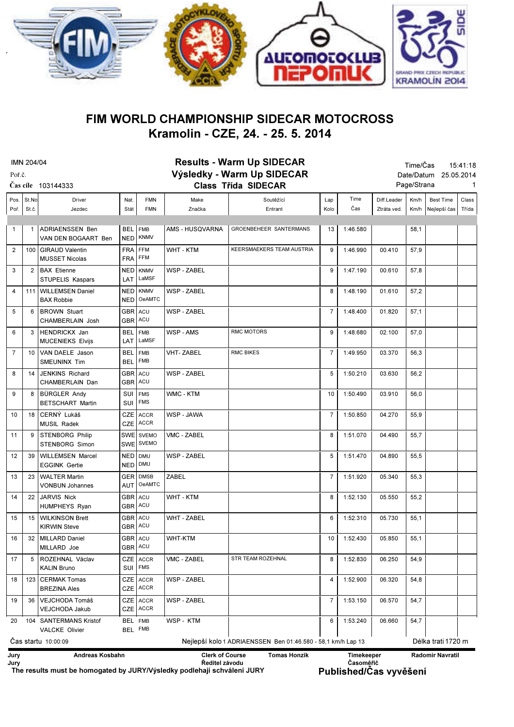# FIM WORLD CHAMPIONSHIP SIDECAR MOTOCROSS

## Kramolin - CZE, 24. - 25. 5. 2014

IMN 204/04
Poř.č.
Čas cíle 103144333

**Results - Warm Up SIDECAR**
**Výsledky - Warm Up SIDECAR**
**Class Třída SIDECAR**

Time/Čas 15:41:18
Date/Datum 25.05.2014
Page/Strana 1

| Pos. Poř. | St.No St.č. | Driver Jezdec | Nat. Stát | FMN FMN | Make Značka | Soutěžící Entrant | Lap Kolo | Time Čas | Diff.Leader Ztráta ved. | Km/h Km/h | Best Time Nejlepší čas | Class Třída |
|---|---|---|---|---|---|---|---|---|---|---|---|---|
| 1 | 1 | ADRIAENSSEN Ben<br>VAN DEN BOGAART Ben | BEL<br>NED | FMB<br>KNMV | AMS - HUSQVARNA | GROENBEHEER SANTERMANS | 13 | 1:46.580 | | 58,1 | | |
| 2 | 100 | GIRAUD Valentin<br>MUSSET Nicolas | FRA<br>FRA | FFM<br>FFM | WHT - KTM | KEERSMAEKERS TEAM AUSTRIA | 9 | 1:46.990 | 00.410 | 57,9 | | |
| 3 | 2 | BAX Etienne<br>STUPELIS Kaspars | NED<br>LAT | KNMV<br>LaMSF | WSP - ZABEL | | 9 | 1:47.190 | 00.610 | 57,8 | | |
| 4 | 111 | WILLEMSEN Daniel<br>BAX Robbie | NED<br>NED | KNMV<br>OeAMTC | WSP - ZABEL | | 8 | 1:48.190 | 01.610 | 57,2 | | |
| 5 | 6 | BROWN Stuart<br>CHAMBERLAIN Josh | GBR<br>GBR | ACU<br>ACU | WSP - ZABEL | | 7 | 1:48.400 | 01.820 | 57,1 | | |
| 6 | 3 | HENDRICKX Jan<br>MUCENIEKS Elvijs | BEL<br>LAT | FMB<br>LaMSF | WSP - AMS | RMC MOTORS | 9 | 1:48.680 | 02.100 | 57,0 | | |
| 7 | 10 | VAN DAELE Jason<br>SMEUNINX Tim | BEL<br>BEL | FMB<br>FMB | VHT- ZABEL | RMC BIKES | 7 | 1:49.950 | 03.370 | 56,3 | | |
| 8 | 14 | JENKINS Richard<br>CHAMBERLAIN Dan | GBR<br>GBR | ACU<br>ACU | WSP - ZABEL | | 5 | 1:50.210 | 03.630 | 56,2 | | |
| 9 | 8 | BÜRGLER Andy<br>BETSCHART Martin | SUI<br>SUI | FMS<br>FMS | WMC - KTM | | 10 | 1:50.490 | 03.910 | 56,0 | | |
| 10 | 18 | CERNÝ Lukáš<br>MUSIL Radek | CZE<br>CZE | ACCR<br>ACCR | WSP - JAWA | | 7 | 1:50.850 | 04.270 | 55,9 | | |
| 11 | 9 | STENBORG Philip<br>STENBORG Simon | SWE<br>SWE | SVEMO<br>SVEMO | VMC - ZABEL | | 8 | 1:51.070 | 04.490 | 55,7 | | |
| 12 | 39 | WILLEMSEN Marcel<br>EGGINK Gertie | NED<br>NED | DMU<br>DMU | WSP - ZABEL | | 5 | 1:51.470 | 04.890 | 55,5 | | |
| 13 | 23 | WALTER Martin<br>VONBUN Johannes | GER<br>AUT | DMSB<br>OeAMTC | ZABEL | | 7 | 1:51.920 | 05.340 | 55,3 | | |
| 14 | 22 | JARVIS Nick<br>HUMPHEYS Ryan | GBR<br>GBR | ACU<br>ACU | WHT - KTM | | 8 | 1:52.130 | 05.550 | 55,2 | | |
| 15 | 15 | WILKINSON Brett<br>KIRWIN Steve | GBR<br>GBR | ACU<br>ACU | WHT - ZABEL | | 6 | 1:52.310 | 05.730 | 55,1 | | |
| 16 | 32 | MILLARD Daniel<br>MILLARD Joe | GBR<br>GBR | ACU<br>ACU | WHT-KTM | | 10 | 1:52.430 | 05.850 | 55,1 | | |
| 17 | 5 | ROZEHNAL Václav<br>KALIN Bruno | CZE<br>SUI | ACCR<br>FMS | VMC - ZABEL | STR TEAM ROZEHNAL | 8 | 1:52.830 | 06.250 | 54,9 | | |
| 18 | 123 | CERMAK Tomas<br>BREZINA Ales | CZE<br>CZE | ACCR<br>ACCR | WSP - ZABEL | | 4 | 1:52.900 | 06.320 | 54,8 | | |
| 19 | 36 | VEJCHODA Tomáš<br>VEJCHODA Jakub | CZE<br>CZE | ACCR<br>ACCR | WSP - ZABEL | | 7 | 1:53.150 | 06.570 | 54,7 | | |
| 20 | 104 | SANTERMANS Kristof<br>VALCKE Olivier | BEL<br>BEL | FMB<br>FMB | WSP - KTM | | 6 | 1:53.240 | 06.660 | 54,7 | | |

Čas startu 10:00:09 | Nejlepší kolo 1 ADRIAENSSEN Ben 01:46.580 - 58,1 km/h Lap 13 | Délka trati 1720 m

**Jury** **Andreas Kosbahn** | **Clerk of Course** / **Ředitel závodu** **Tomas Honzik** | **Timekeeper** / **Časoměřič** **Radomir Navratil**
**Jury**

**The results must be homogated by JURY/Výsledky podlehají schválení JURY**

**Published/Čas vyvěšení**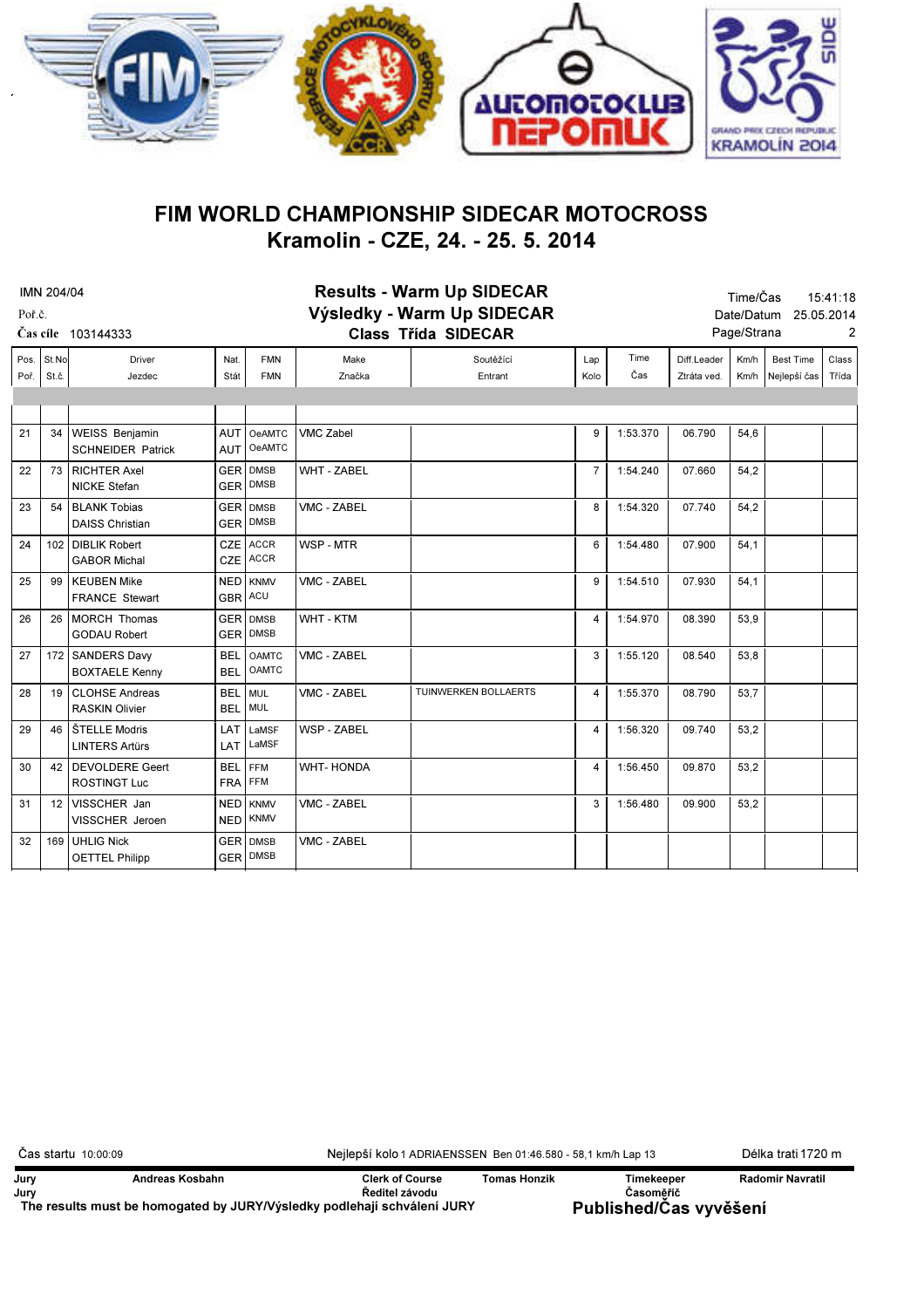# FIM WORLD CHAMPIONSHIP SIDECAR MOTOCROSS
# Kramolin - CZE, 24. - 25. 5. 2014

IMN 204/04
Poř.č.
Čas cíle 103144333

## Results - Warm Up SIDECAR
## Výsledky - Warm Up SIDECAR
### Class Třída SIDECAR

Time/Čas 15:41:18
Date/Datum 25.05.2014
Page/Strana 2

| Pos. Poř. | St.No St.č. | Driver Jezdec | Nat. Stát | FMN FMN | Make Značka | Soutěžící Entrant | Lap Kolo | Time Čas | Diff.Leader Ztráta ved. | Km/h Km/h | Best Time Nejlepší čas | Class Třída |
|---|---|---|---|---|---|---|---|---|---|---|---|---|
| 21 | 34 | WEISS Benjamin<br>SCHNEIDER Patrick | AUT<br>AUT | OeAMTC<br>OeAMTC | VMC Zabel | | 9 | 1:53.370 | 06.790 | 54,6 | | |
| 22 | 73 | RICHTER Axel<br>NICKE Stefan | GER<br>GER | DMSB<br>DMSB | WHT - ZABEL | | 7 | 1:54.240 | 07.660 | 54,2 | | |
| 23 | 54 | BLANK Tobias<br>DAISS Christian | GER<br>GER | DMSB<br>DMSB | VMC - ZABEL | | 8 | 1:54.320 | 07.740 | 54,2 | | |
| 24 | 102 | DIBLIK Robert<br>GABOR Michal | CZE<br>CZE | ACCR<br>ACCR | WSP - MTR | | 6 | 1:54.480 | 07.900 | 54,1 | | |
| 25 | 99 | KEUBEN Mike<br>FRANCE Stewart | NED<br>GBR | KNMV<br>ACU | VMC - ZABEL | | 9 | 1:54.510 | 07.930 | 54,1 | | |
| 26 | 26 | MORCH Thomas<br>GODAU Robert | GER<br>GER | DMSB<br>DMSB | WHT - KTM | | 4 | 1:54.970 | 08.390 | 53,9 | | |
| 27 | 172 | SANDERS Davy<br>BOXTAELE Kenny | BEL<br>BEL | OAMTC<br>OAMTC | VMC - ZABEL | | 3 | 1:55.120 | 08.540 | 53,8 | | |
| 28 | 19 | CLOHSE Andreas<br>RASKIN Olivier | BEL<br>BEL | MUL<br>MUL | VMC - ZABEL | TUINWERKEN BOLLAERTS | 4 | 1:55.370 | 08.790 | 53,7 | | |
| 29 | 46 | ŠTELLE Modris<br>LINTERS Artūrs | LAT<br>LAT | LaMSF<br>LaMSF | WSP - ZABEL | | 4 | 1:56.320 | 09.740 | 53,2 | | |
| 30 | 42 | DEVOLDERE Geert<br>ROSTINGT Luc | BEL<br>FRA | FFM<br>FFM | WHT- HONDA | | 4 | 1:56.450 | 09.870 | 53,2 | | |
| 31 | 12 | VISSCHER Jan<br>VISSCHER Jeroen | NED<br>NED | KNMV<br>KNMV | VMC - ZABEL | | 3 | 1:56.480 | 09.900 | 53,2 | | |
| 32 | 169 | UHLIG Nick<br>OETTEL Philipp | GER<br>GER | DMSB<br>DMSB | VMC - ZABEL | | | | | | | |

Čas startu 10:00:09 | Nejlepší kolo 1 ADRIAENSSEN Ben 01:46.580 - 58,1 km/h Lap 13 | Délka trati 1720 m

Jury Andreas Kosbahn | Clerk of Course / Ředitel závodu Tomas Honzik | Timekeeper / Časoměřič Radomir Navratil

Jury

The results must be homogated by JURY/Výsledky podlehají schválení JURY

Published/Čas vyvěšení